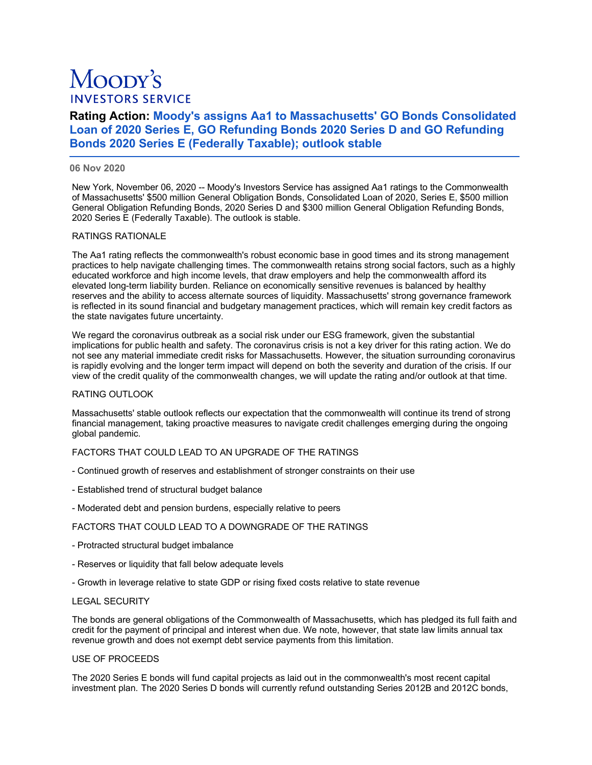# Moody's Investors Service

## Rating Action: Moody's assigns Aa1 to Massachusetts' GO Bonds Consolidated Loan of 2020 Series E, GO Refunding Bonds 2020 Series D and GO Refunding Bonds 2020 Series E (Federally Taxable); outlook stable

**06 Nov 2020**

New York, November 06, 2020 -- Moody's Investors Service has assigned Aa1 ratings to the Commonwealth of Massachusetts' $500 million General Obligation Bonds, Consolidated Loan of 2020, Series E, $500 million General Obligation Refunding Bonds, 2020 Series D and $300 million General Obligation Refunding Bonds, 2020 Series E (Federally Taxable). The outlook is stable.

RATINGS RATIONALE

The Aa1 rating reflects the commonwealth's robust economic base in good times and its strong management practices to help navigate challenging times. The commonwealth retains strong social factors, such as a highly educated workforce and high income levels, that draw employers and help the commonwealth afford its elevated long-term liability burden. Reliance on economically sensitive revenues is balanced by healthy reserves and the ability to access alternate sources of liquidity. Massachusetts' strong governance framework is reflected in its sound financial and budgetary management practices, which will remain key credit factors as the state navigates future uncertainty.

We regard the coronavirus outbreak as a social risk under our ESG framework, given the substantial implications for public health and safety. The coronavirus crisis is not a key driver for this rating action. We do not see any material immediate credit risks for Massachusetts. However, the situation surrounding coronavirus is rapidly evolving and the longer term impact will depend on both the severity and duration of the crisis. If our view of the credit quality of the commonwealth changes, we will update the rating and/or outlook at that time.

RATING OUTLOOK

Massachusetts' stable outlook reflects our expectation that the commonwealth will continue its trend of strong financial management, taking proactive measures to navigate credit challenges emerging during the ongoing global pandemic.

FACTORS THAT COULD LEAD TO AN UPGRADE OF THE RATINGS

- Continued growth of reserves and establishment of stronger constraints on their use

- Established trend of structural budget balance

- Moderated debt and pension burdens, especially relative to peers

FACTORS THAT COULD LEAD TO A DOWNGRADE OF THE RATINGS

- Protracted structural budget imbalance

- Reserves or liquidity that fall below adequate levels

- Growth in leverage relative to state GDP or rising fixed costs relative to state revenue

LEGAL SECURITY

The bonds are general obligations of the Commonwealth of Massachusetts, which has pledged its full faith and credit for the payment of principal and interest when due. We note, however, that state law limits annual tax revenue growth and does not exempt debt service payments from this limitation.

USE OF PROCEEDS

The 2020 Series E bonds will fund capital projects as laid out in the commonwealth's most recent capital investment plan. The 2020 Series D bonds will currently refund outstanding Series 2012B and 2012C bonds,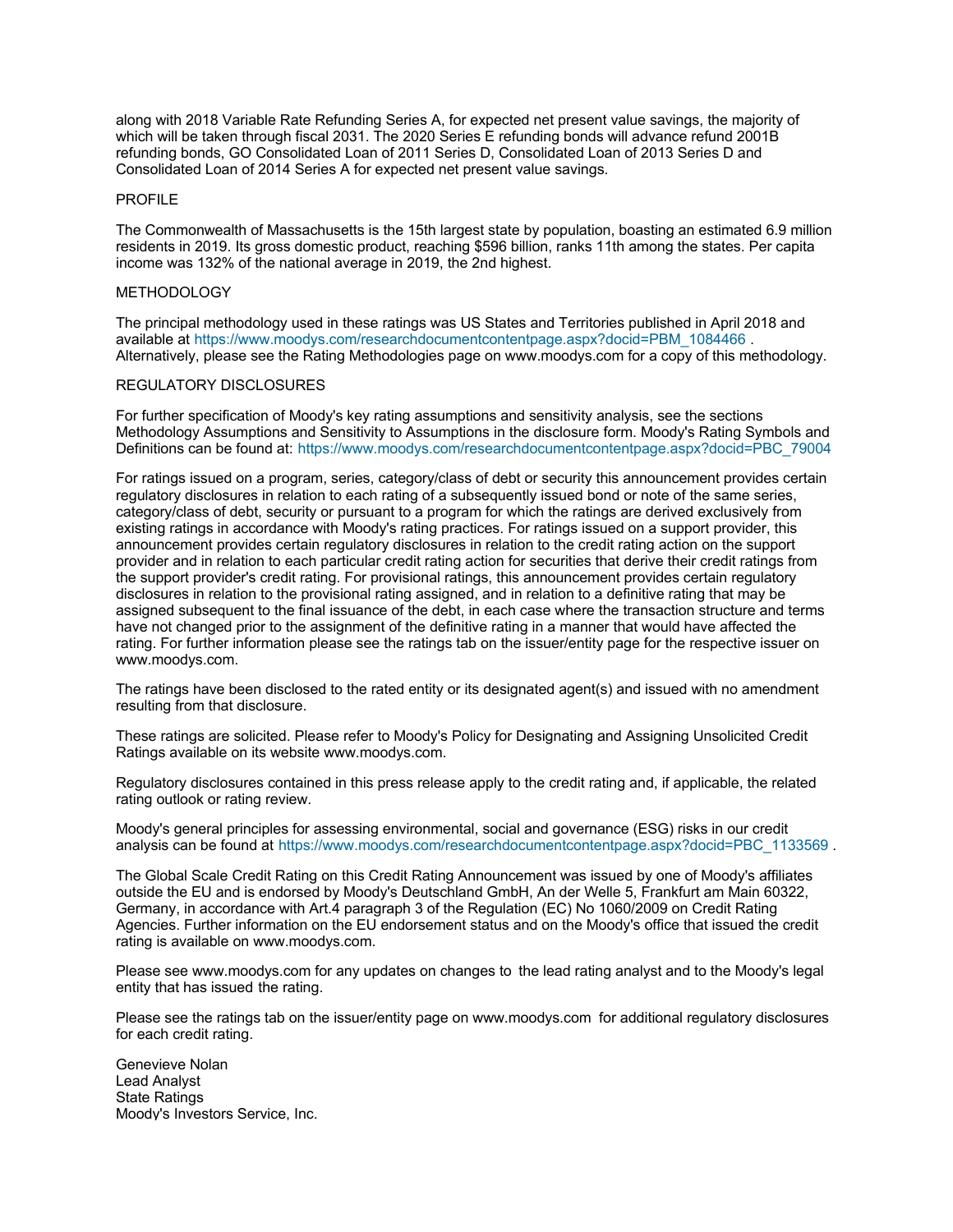along with 2018 Variable Rate Refunding Series A, for expected net present value savings, the majority of which will be taken through fiscal 2031. The 2020 Series E refunding bonds will advance refund 2001B refunding bonds, GO Consolidated Loan of 2011 Series D, Consolidated Loan of 2013 Series D and Consolidated Loan of 2014 Series A for expected net present value savings.

## PROFILE

The Commonwealth of Massachusetts is the 15th largest state by population, boasting an estimated 6.9 million residents in 2019. Its gross domestic product, reaching $596 billion, ranks 11th among the states. Per capita income was 132% of the national average in 2019, the 2nd highest.

## METHODOLOGY

The principal methodology used in these ratings was US States and Territories published in April 2018 and available at https://www.moodys.com/researchdocumentcontentpage.aspx?docid=PBM_1084466 . Alternatively, please see the Rating Methodologies page on www.moodys.com for a copy of this methodology.

## REGULATORY DISCLOSURES

For further specification of Moody's key rating assumptions and sensitivity analysis, see the sections Methodology Assumptions and Sensitivity to Assumptions in the disclosure form. Moody's Rating Symbols and Definitions can be found at: https://www.moodys.com/researchdocumentcontentpage.aspx?docid=PBC_79004

For ratings issued on a program, series, category/class of debt or security this announcement provides certain regulatory disclosures in relation to each rating of a subsequently issued bond or note of the same series, category/class of debt, security or pursuant to a program for which the ratings are derived exclusively from existing ratings in accordance with Moody's rating practices. For ratings issued on a support provider, this announcement provides certain regulatory disclosures in relation to the credit rating action on the support provider and in relation to each particular credit rating action for securities that derive their credit ratings from the support provider's credit rating. For provisional ratings, this announcement provides certain regulatory disclosures in relation to the provisional rating assigned, and in relation to a definitive rating that may be assigned subsequent to the final issuance of the debt, in each case where the transaction structure and terms have not changed prior to the assignment of the definitive rating in a manner that would have affected the rating. For further information please see the ratings tab on the issuer/entity page for the respective issuer on www.moodys.com.

The ratings have been disclosed to the rated entity or its designated agent(s) and issued with no amendment resulting from that disclosure.

These ratings are solicited. Please refer to Moody's Policy for Designating and Assigning Unsolicited Credit Ratings available on its website www.moodys.com.

Regulatory disclosures contained in this press release apply to the credit rating and, if applicable, the related rating outlook or rating review.

Moody's general principles for assessing environmental, social and governance (ESG) risks in our credit analysis can be found at https://www.moodys.com/researchdocumentcontentpage.aspx?docid=PBC_1133569 .

The Global Scale Credit Rating on this Credit Rating Announcement was issued by one of Moody's affiliates outside the EU and is endorsed by Moody's Deutschland GmbH, An der Welle 5, Frankfurt am Main 60322, Germany, in accordance with Art.4 paragraph 3 of the Regulation (EC) No 1060/2009 on Credit Rating Agencies. Further information on the EU endorsement status and on the Moody's office that issued the credit rating is available on www.moodys.com.

Please see www.moodys.com for any updates on changes to the lead rating analyst and to the Moody's legal entity that has issued the rating.

Please see the ratings tab on the issuer/entity page on www.moodys.com for additional regulatory disclosures for each credit rating.

Genevieve Nolan
Lead Analyst
State Ratings
Moody's Investors Service, Inc.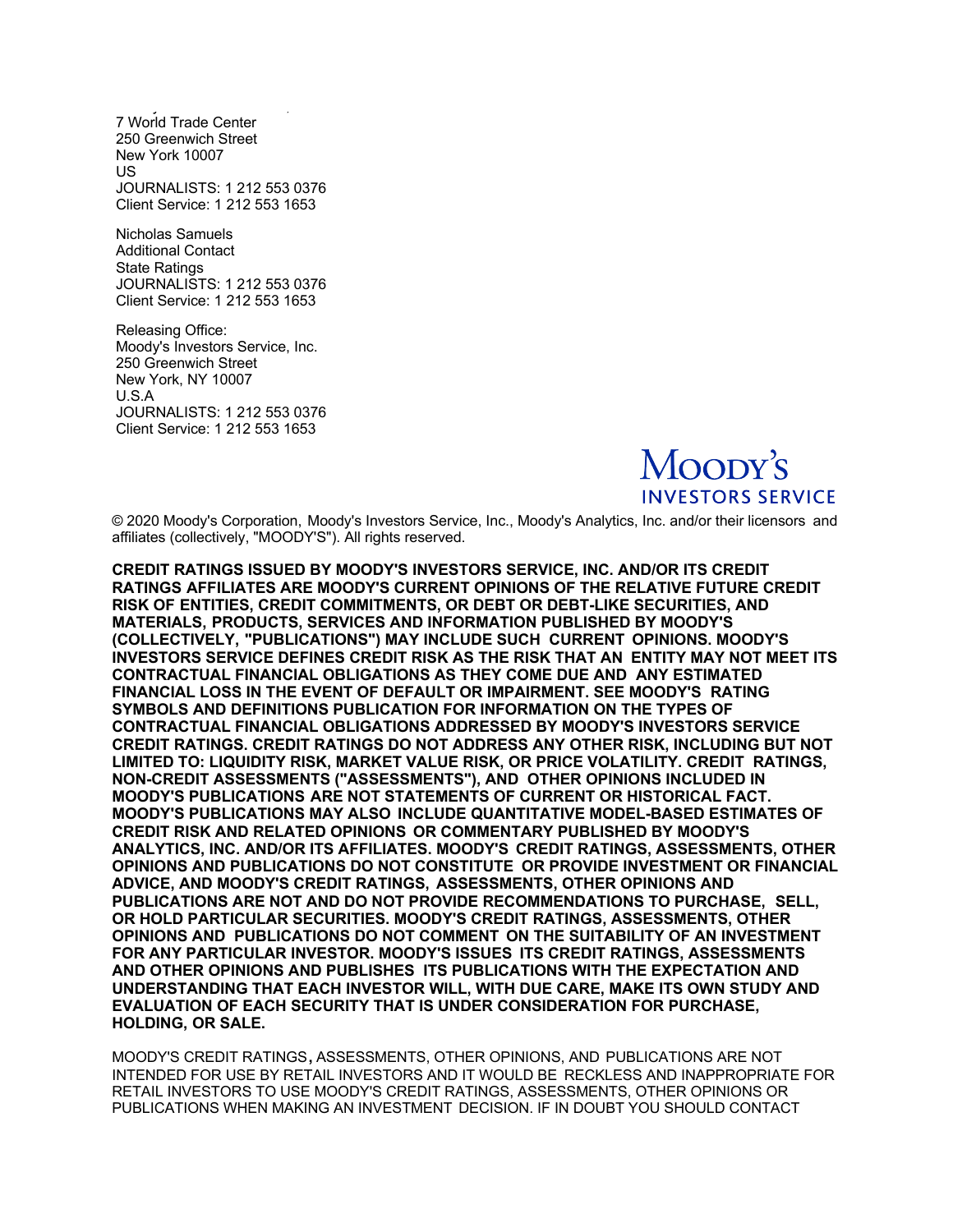7 World Trade Center
250 Greenwich Street
New York 10007
US
JOURNALISTS: 1 212 553 0376
Client Service: 1 212 553 1653

Nicholas Samuels
Additional Contact
State Ratings
JOURNALISTS: 1 212 553 0376
Client Service: 1 212 553 1653

Releasing Office:
Moody's Investors Service, Inc.
250 Greenwich Street
New York, NY 10007
U.S.A
JOURNALISTS: 1 212 553 0376
Client Service: 1 212 553 1653

MOODY'S
INVESTORS SERVICE

© 2020 Moody's Corporation, Moody's Investors Service, Inc., Moody's Analytics, Inc. and/or their licensors and affiliates (collectively, "MOODY'S"). All rights reserved.

**CREDIT RATINGS ISSUED BY MOODY'S INVESTORS SERVICE, INC. AND/OR ITS CREDIT RATINGS AFFILIATES ARE MOODY'S CURRENT OPINIONS OF THE RELATIVE FUTURE CREDIT RISK OF ENTITIES, CREDIT COMMITMENTS, OR DEBT OR DEBT-LIKE SECURITIES, AND MATERIALS, PRODUCTS, SERVICES AND INFORMATION PUBLISHED BY MOODY'S (COLLECTIVELY, "PUBLICATIONS") MAY INCLUDE SUCH CURRENT OPINIONS. MOODY'S INVESTORS SERVICE DEFINES CREDIT RISK AS THE RISK THAT AN ENTITY MAY NOT MEET ITS CONTRACTUAL FINANCIAL OBLIGATIONS AS THEY COME DUE AND ANY ESTIMATED FINANCIAL LOSS IN THE EVENT OF DEFAULT OR IMPAIRMENT. SEE MOODY'S RATING SYMBOLS AND DEFINITIONS PUBLICATION FOR INFORMATION ON THE TYPES OF CONTRACTUAL FINANCIAL OBLIGATIONS ADDRESSED BY MOODY'S INVESTORS SERVICE CREDIT RATINGS. CREDIT RATINGS DO NOT ADDRESS ANY OTHER RISK, INCLUDING BUT NOT LIMITED TO: LIQUIDITY RISK, MARKET VALUE RISK, OR PRICE VOLATILITY. CREDIT RATINGS, NON-CREDIT ASSESSMENTS ("ASSESSMENTS"), AND OTHER OPINIONS INCLUDED IN MOODY'S PUBLICATIONS ARE NOT STATEMENTS OF CURRENT OR HISTORICAL FACT. MOODY'S PUBLICATIONS MAY ALSO INCLUDE QUANTITATIVE MODEL-BASED ESTIMATES OF CREDIT RISK AND RELATED OPINIONS OR COMMENTARY PUBLISHED BY MOODY'S ANALYTICS, INC. AND/OR ITS AFFILIATES. MOODY'S CREDIT RATINGS, ASSESSMENTS, OTHER OPINIONS AND PUBLICATIONS DO NOT CONSTITUTE OR PROVIDE INVESTMENT OR FINANCIAL ADVICE, AND MOODY'S CREDIT RATINGS, ASSESSMENTS, OTHER OPINIONS AND PUBLICATIONS ARE NOT AND DO NOT PROVIDE RECOMMENDATIONS TO PURCHASE, SELL, OR HOLD PARTICULAR SECURITIES. MOODY'S CREDIT RATINGS, ASSESSMENTS, OTHER OPINIONS AND PUBLICATIONS DO NOT COMMENT ON THE SUITABILITY OF AN INVESTMENT FOR ANY PARTICULAR INVESTOR. MOODY'S ISSUES ITS CREDIT RATINGS, ASSESSMENTS AND OTHER OPINIONS AND PUBLISHES ITS PUBLICATIONS WITH THE EXPECTATION AND UNDERSTANDING THAT EACH INVESTOR WILL, WITH DUE CARE, MAKE ITS OWN STUDY AND EVALUATION OF EACH SECURITY THAT IS UNDER CONSIDERATION FOR PURCHASE, HOLDING, OR SALE.**

MOODY'S CREDIT RATINGS, ASSESSMENTS, OTHER OPINIONS, AND PUBLICATIONS ARE NOT INTENDED FOR USE BY RETAIL INVESTORS AND IT WOULD BE RECKLESS AND INAPPROPRIATE FOR RETAIL INVESTORS TO USE MOODY'S CREDIT RATINGS, ASSESSMENTS, OTHER OPINIONS OR PUBLICATIONS WHEN MAKING AN INVESTMENT DECISION. IF IN DOUBT YOU SHOULD CONTACT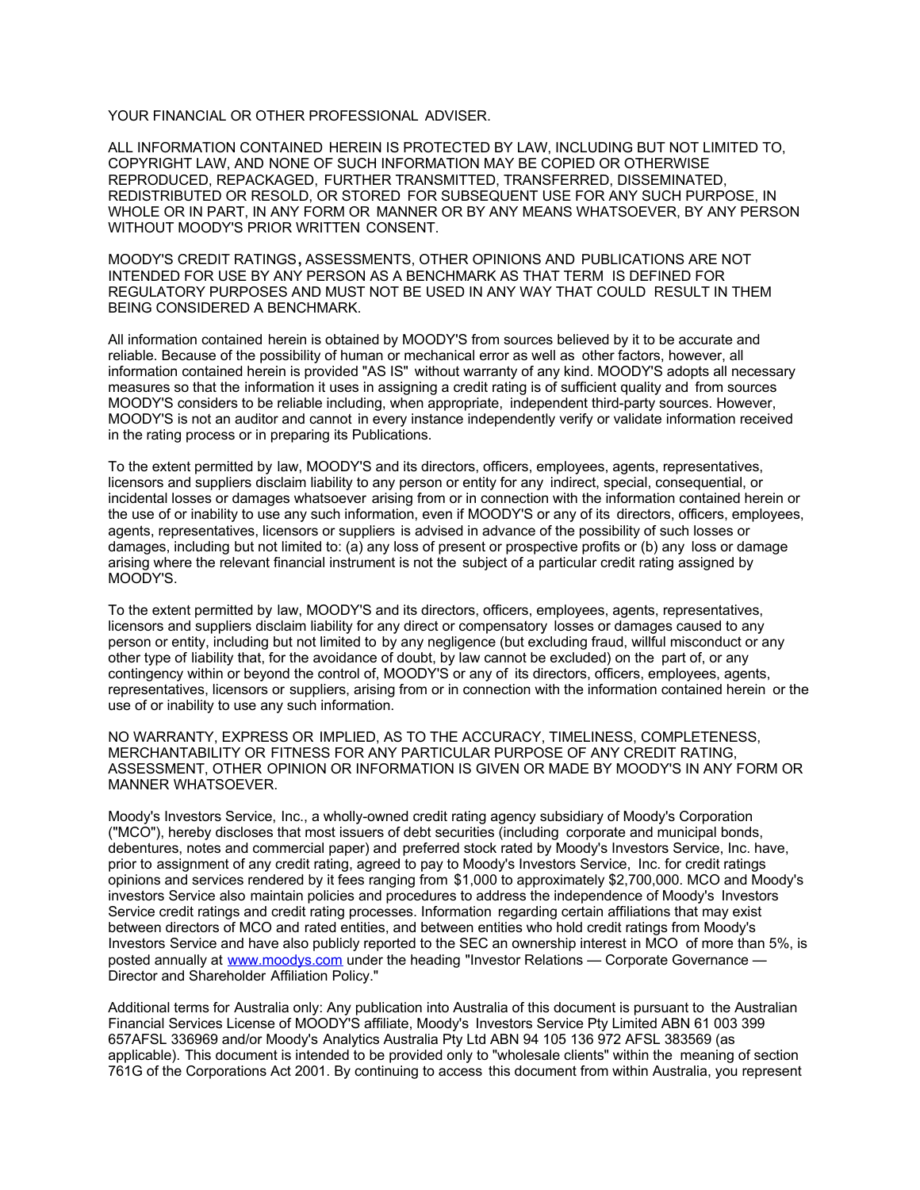YOUR FINANCIAL OR OTHER PROFESSIONAL ADVISER.

ALL INFORMATION CONTAINED HEREIN IS PROTECTED BY LAW, INCLUDING BUT NOT LIMITED TO, COPYRIGHT LAW, AND NONE OF SUCH INFORMATION MAY BE COPIED OR OTHERWISE REPRODUCED, REPACKAGED, FURTHER TRANSMITTED, TRANSFERRED, DISSEMINATED, REDISTRIBUTED OR RESOLD, OR STORED FOR SUBSEQUENT USE FOR ANY SUCH PURPOSE, IN WHOLE OR IN PART, IN ANY FORM OR MANNER OR BY ANY MEANS WHATSOEVER, BY ANY PERSON WITHOUT MOODY'S PRIOR WRITTEN CONSENT.

MOODY'S CREDIT RATINGS, ASSESSMENTS, OTHER OPINIONS AND PUBLICATIONS ARE NOT INTENDED FOR USE BY ANY PERSON AS A BENCHMARK AS THAT TERM IS DEFINED FOR REGULATORY PURPOSES AND MUST NOT BE USED IN ANY WAY THAT COULD RESULT IN THEM BEING CONSIDERED A BENCHMARK.

All information contained herein is obtained by MOODY'S from sources believed by it to be accurate and reliable. Because of the possibility of human or mechanical error as well as other factors, however, all information contained herein is provided "AS IS" without warranty of any kind. MOODY'S adopts all necessary measures so that the information it uses in assigning a credit rating is of sufficient quality and from sources MOODY'S considers to be reliable including, when appropriate, independent third-party sources. However, MOODY'S is not an auditor and cannot in every instance independently verify or validate information received in the rating process or in preparing its Publications.

To the extent permitted by law, MOODY'S and its directors, officers, employees, agents, representatives, licensors and suppliers disclaim liability to any person or entity for any indirect, special, consequential, or incidental losses or damages whatsoever arising from or in connection with the information contained herein or the use of or inability to use any such information, even if MOODY'S or any of its directors, officers, employees, agents, representatives, licensors or suppliers is advised in advance of the possibility of such losses or damages, including but not limited to: (a) any loss of present or prospective profits or (b) any loss or damage arising where the relevant financial instrument is not the subject of a particular credit rating assigned by MOODY'S.

To the extent permitted by law, MOODY'S and its directors, officers, employees, agents, representatives, licensors and suppliers disclaim liability for any direct or compensatory losses or damages caused to any person or entity, including but not limited to by any negligence (but excluding fraud, willful misconduct or any other type of liability that, for the avoidance of doubt, by law cannot be excluded) on the part of, or any contingency within or beyond the control of, MOODY'S or any of its directors, officers, employees, agents, representatives, licensors or suppliers, arising from or in connection with the information contained herein or the use of or inability to use any such information.

NO WARRANTY, EXPRESS OR IMPLIED, AS TO THE ACCURACY, TIMELINESS, COMPLETENESS, MERCHANTABILITY OR FITNESS FOR ANY PARTICULAR PURPOSE OF ANY CREDIT RATING, ASSESSMENT, OTHER OPINION OR INFORMATION IS GIVEN OR MADE BY MOODY'S IN ANY FORM OR MANNER WHATSOEVER.

Moody's Investors Service, Inc., a wholly-owned credit rating agency subsidiary of Moody's Corporation ("MCO"), hereby discloses that most issuers of debt securities (including corporate and municipal bonds, debentures, notes and commercial paper) and preferred stock rated by Moody's Investors Service, Inc. have, prior to assignment of any credit rating, agreed to pay to Moody's Investors Service, Inc. for credit ratings opinions and services rendered by it fees ranging from $1,000 to approximately $2,700,000. MCO and Moody's investors Service also maintain policies and procedures to address the independence of Moody's Investors Service credit ratings and credit rating processes. Information regarding certain affiliations that may exist between directors of MCO and rated entities, and between entities who hold credit ratings from Moody's Investors Service and have also publicly reported to the SEC an ownership interest in MCO of more than 5%, is posted annually at www.moodys.com under the heading "Investor Relations — Corporate Governance — Director and Shareholder Affiliation Policy."

Additional terms for Australia only: Any publication into Australia of this document is pursuant to the Australian Financial Services License of MOODY'S affiliate, Moody's Investors Service Pty Limited ABN 61 003 399 657AFSL 336969 and/or Moody's Analytics Australia Pty Ltd ABN 94 105 136 972 AFSL 383569 (as applicable). This document is intended to be provided only to "wholesale clients" within the meaning of section 761G of the Corporations Act 2001. By continuing to access this document from within Australia, you represent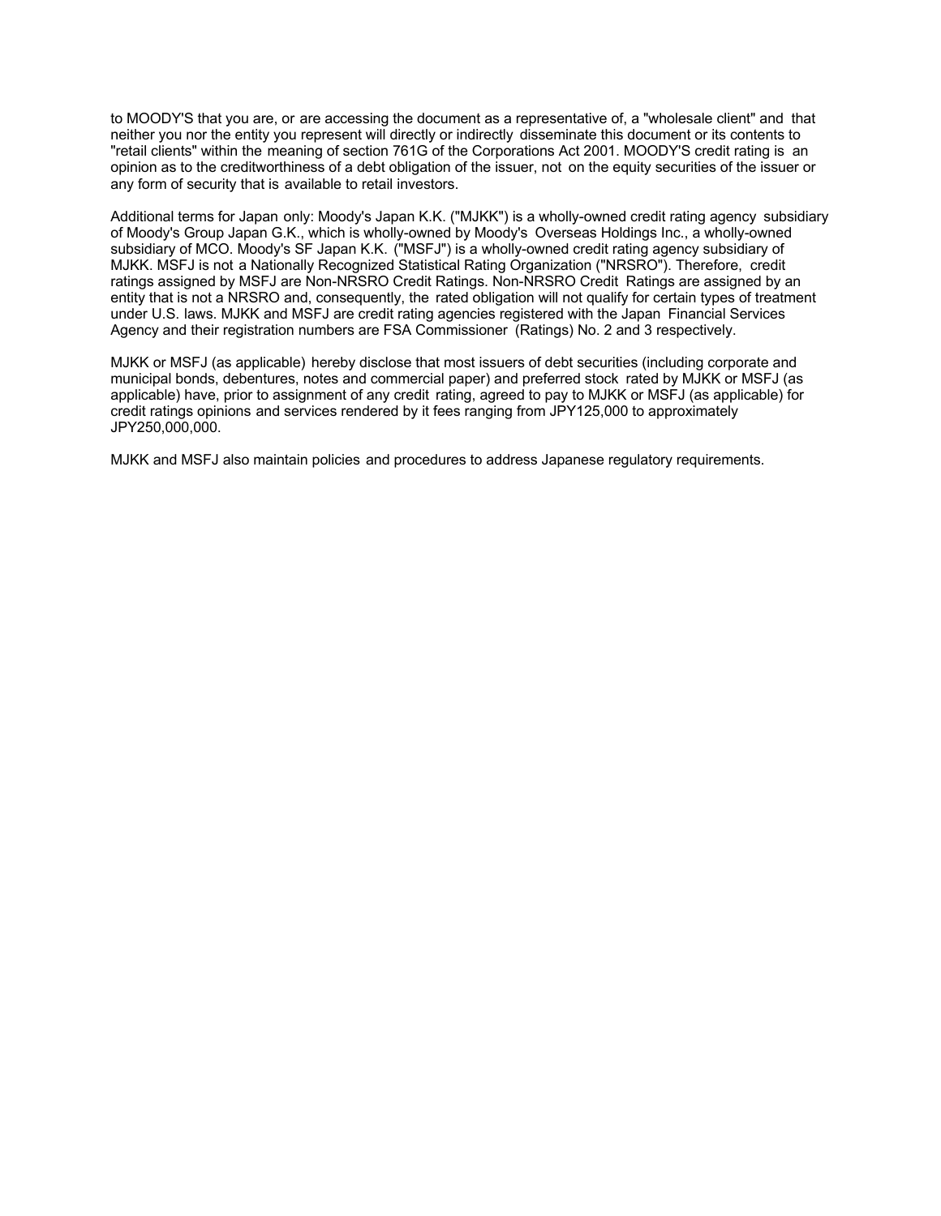to MOODY'S that you are, or are accessing the document as a representative of, a "wholesale client" and that neither you nor the entity you represent will directly or indirectly disseminate this document or its contents to "retail clients" within the meaning of section 761G of the Corporations Act 2001. MOODY'S credit rating is an opinion as to the creditworthiness of a debt obligation of the issuer, not on the equity securities of the issuer or any form of security that is available to retail investors.

Additional terms for Japan only: Moody's Japan K.K. ("MJKK") is a wholly-owned credit rating agency subsidiary of Moody's Group Japan G.K., which is wholly-owned by Moody's Overseas Holdings Inc., a wholly-owned subsidiary of MCO. Moody's SF Japan K.K. ("MSFJ") is a wholly-owned credit rating agency subsidiary of MJKK. MSFJ is not a Nationally Recognized Statistical Rating Organization ("NRSRO"). Therefore, credit ratings assigned by MSFJ are Non-NRSRO Credit Ratings. Non-NRSRO Credit Ratings are assigned by an entity that is not a NRSRO and, consequently, the rated obligation will not qualify for certain types of treatment under U.S. laws. MJKK and MSFJ are credit rating agencies registered with the Japan Financial Services Agency and their registration numbers are FSA Commissioner (Ratings) No. 2 and 3 respectively.

MJKK or MSFJ (as applicable) hereby disclose that most issuers of debt securities (including corporate and municipal bonds, debentures, notes and commercial paper) and preferred stock rated by MJKK or MSFJ (as applicable) have, prior to assignment of any credit rating, agreed to pay to MJKK or MSFJ (as applicable) for credit ratings opinions and services rendered by it fees ranging from JPY125,000 to approximately JPY250,000,000.

MJKK and MSFJ also maintain policies and procedures to address Japanese regulatory requirements.